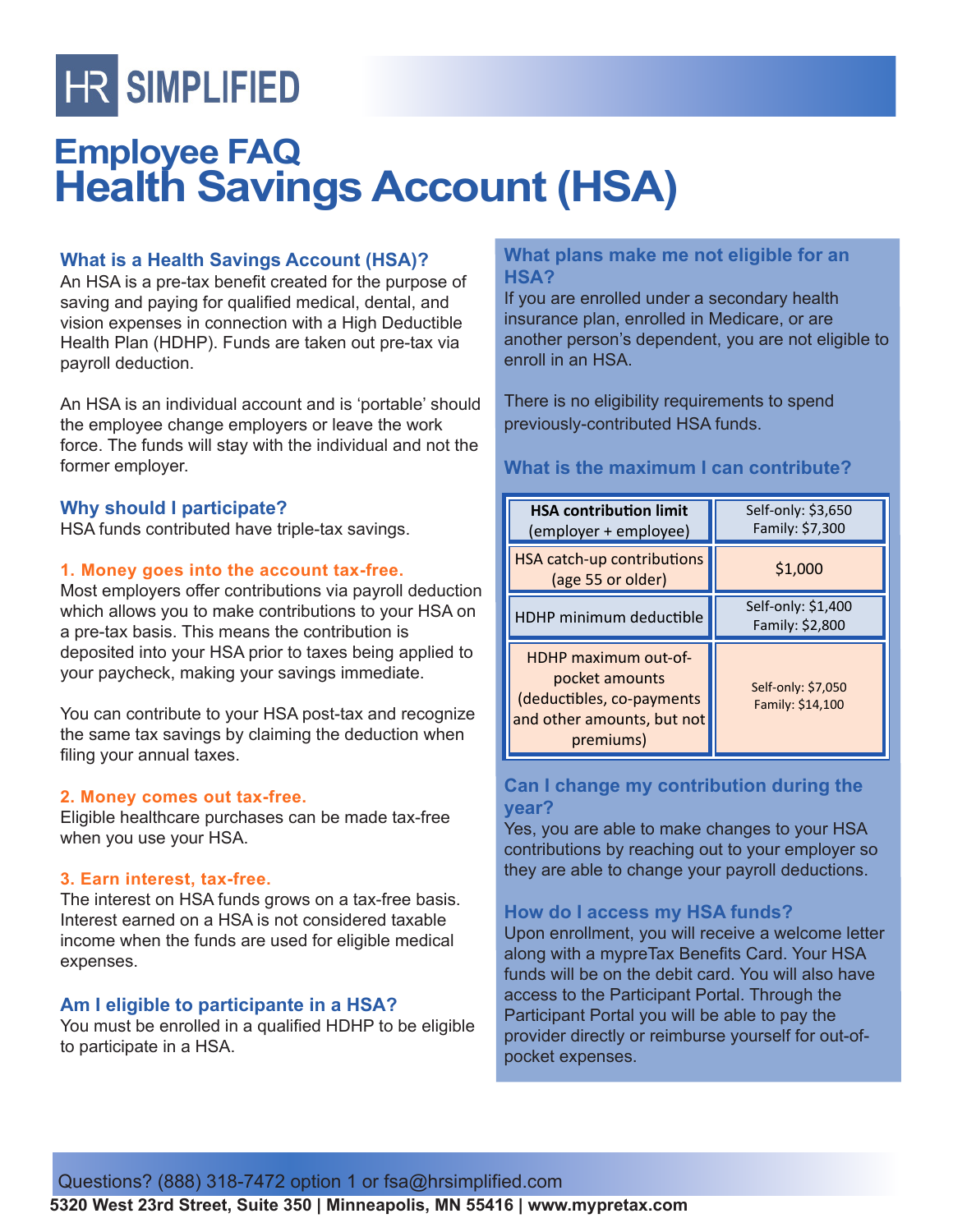HR SIMPLIFIED

# Employee FAQ
# Health Savings Account (HSA)

### What is a Health Savings Account (HSA)?

An HSA is a pre-tax benefit created for the purpose of saving and paying for qualified medical, dental, and vision expenses in connection with a High Deductible Health Plan (HDHP). Funds are taken out pre-tax via payroll deduction.

An HSA is an individual account and is 'portable' should the employee change employers or leave the work force. The funds will stay with the individual and not the former employer.

### Why should I participate?

HSA funds contributed have triple-tax savings.

**1. Money goes into the account tax-free.**

Most employers offer contributions via payroll deduction which allows you to make contributions to your HSA on a pre-tax basis. This means the contribution is deposited into your HSA prior to taxes being applied to your paycheck, making your savings immediate.

You can contribute to your HSA post-tax and recognize the same tax savings by claiming the deduction when filing your annual taxes.

**2. Money comes out tax-free.**

Eligible healthcare purchases can be made tax-free when you use your HSA.

**3. Earn interest, tax-free.**

The interest on HSA funds grows on a tax-free basis. Interest earned on a HSA is not considered taxable income when the funds are used for eligible medical expenses.

### Am I eligible to participante in a HSA?

You must be enrolled in a qualified HDHP to be eligible to participate in a HSA.

### What plans make me not eligible for an HSA?

If you are enrolled under a secondary health insurance plan, enrolled in Medicare, or are another person's dependent, you are not eligible to enroll in an HSA.

There is no eligibility requirements to spend previously-contributed HSA funds.

### What is the maximum I can contribute?

| | |
|---|---|
| **HSA contribution limit** (employer + employee) | Self-only: $3,650<br>Family: $7,300 |
| HSA catch-up contributions (age 55 or older) | $1,000 |
| HDHP minimum deductible | Self-only: $1,400<br>Family: $2,800 |
| HDHP maximum out-of-pocket amounts (deductibles, co-payments and other amounts, but not premiums) | Self-only: $7,050<br>Family: $14,100 |

### Can I change my contribution during the year?

Yes, you are able to make changes to your HSA contributions by reaching out to your employer so they are able to change your payroll deductions.

### How do I access my HSA funds?

Upon enrollment, you will receive a welcome letter along with a mypreTax Benefits Card. Your HSA funds will be on the debit card. You will also have access to the Participant Portal. Through the Participant Portal you will be able to pay the provider directly or reimburse yourself for out-of-pocket expenses.

Questions? (888) 318-7472 option 1 or fsa@hrsimplified.com

**5320 West 23rd Street, Suite 350 | Minneapolis, MN 55416 | www.mypretax.com**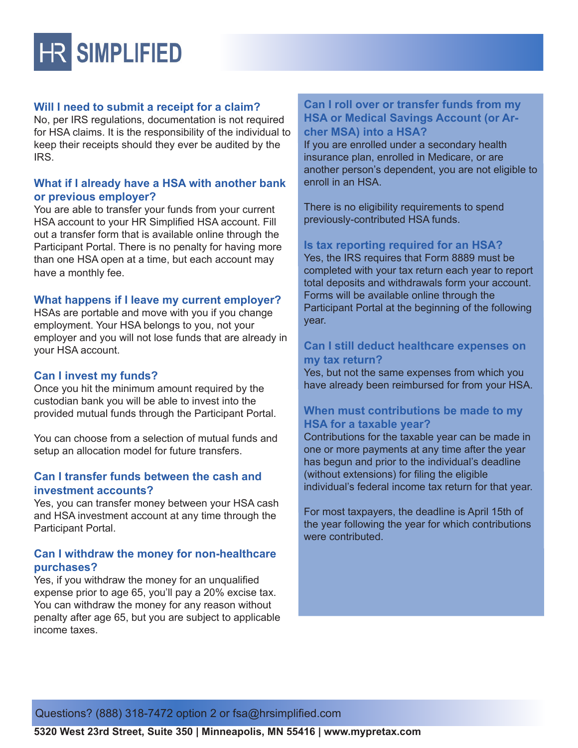### Will I need to submit a receipt for a claim?

No, per IRS regulations, documentation is not required for HSA claims. It is the responsibility of the individual to keep their receipts should they ever be audited by the IRS.

### What if I already have a HSA with another bank or previous employer?

You are able to transfer your funds from your current HSA account to your HR Simplified HSA account. Fill out a transfer form that is available online through the Participant Portal. There is no penalty for having more than one HSA open at a time, but each account may have a monthly fee.

### What happens if I leave my current employer?

HSAs are portable and move with you if you change employment. Your HSA belongs to you, not your employer and you will not lose funds that are already in your HSA account.

### Can I invest my funds?

Once you hit the minimum amount required by the custodian bank you will be able to invest into the provided mutual funds through the Participant Portal.

You can choose from a selection of mutual funds and setup an allocation model for future transfers.

### Can I transfer funds between the cash and investment accounts?

Yes, you can transfer money between your HSA cash and HSA investment account at any time through the Participant Portal.

### Can I withdraw the money for non-healthcare purchases?

Yes, if you withdraw the money for an unqualified expense prior to age 65, you'll pay a 20% excise tax. You can withdraw the money for any reason without penalty after age 65, but you are subject to applicable income taxes.

### Can I roll over or transfer funds from my HSA or Medical Savings Account (or Archer MSA) into a HSA?

If you are enrolled under a secondary health insurance plan, enrolled in Medicare, or are another person's dependent, you are not eligible to enroll in an HSA.

There is no eligibility requirements to spend previously-contributed HSA funds.

### Is tax reporting required for an HSA?

Yes, the IRS requires that Form 8889 must be completed with your tax return each year to report total deposits and withdrawals form your account. Forms will be available online through the Participant Portal at the beginning of the following year.

### Can I still deduct healthcare expenses on my tax return?

Yes, but not the same expenses from which you have already been reimbursed for from your HSA.

### When must contributions be made to my HSA for a taxable year?

Contributions for the taxable year can be made in one or more payments at any time after the year has begun and prior to the individual's deadline (without extensions) for filing the eligible individual's federal income tax return for that year.

For most taxpayers, the deadline is April 15th of the year following the year for which contributions were contributed.

Questions? (888) 318-7472 option 2 or fsa@hrsimplified.com

**5320 West 23rd Street, Suite 350 | Minneapolis, MN 55416 | www.mypretax.com**